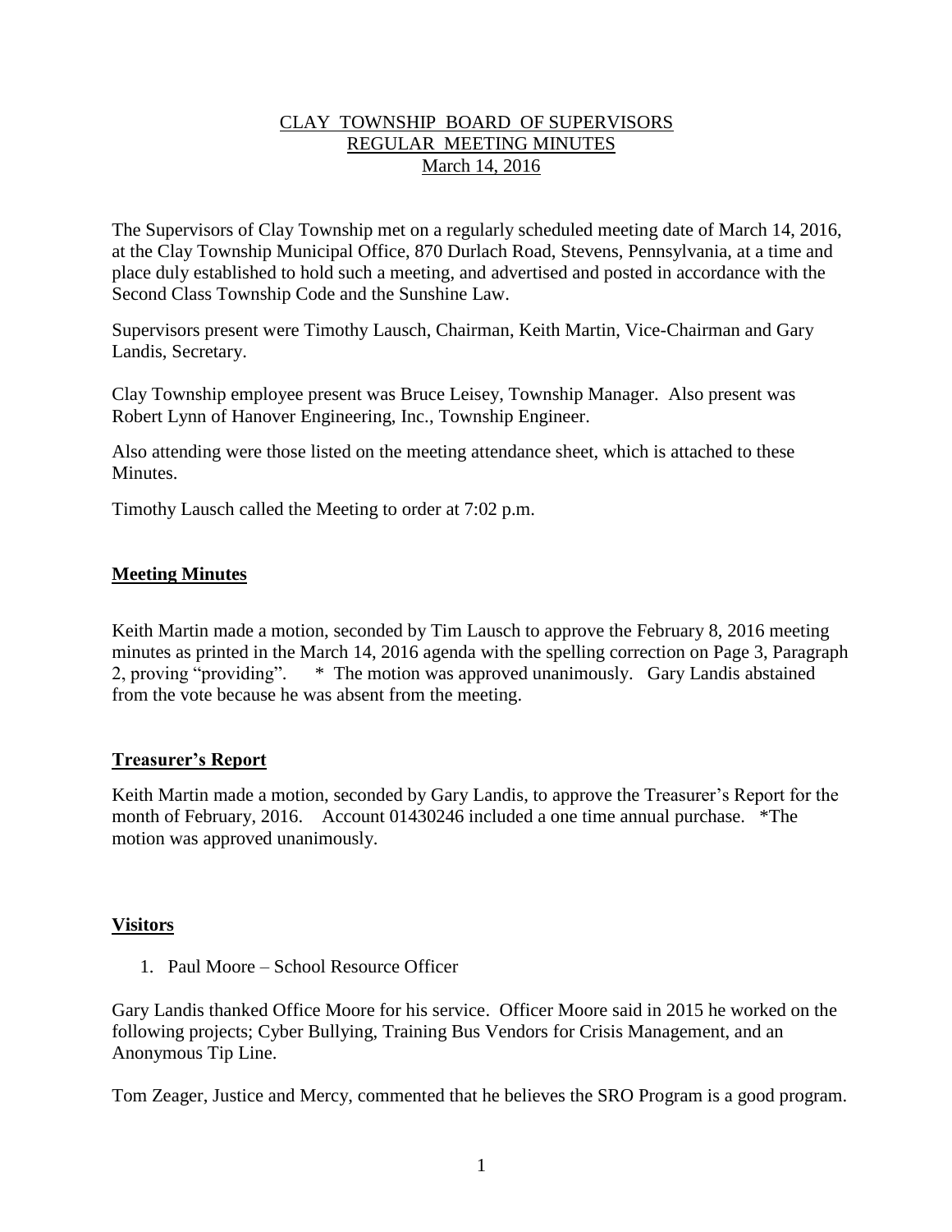# CLAY TOWNSHIP BOARD OF SUPERVISORS
## REGULAR MEETING MINUTES
### March 14, 2016

The Supervisors of Clay Township met on a regularly scheduled meeting date of March 14, 2016, at the Clay Township Municipal Office, 870 Durlach Road, Stevens, Pennsylvania, at a time and place duly established to hold such a meeting, and advertised and posted in accordance with the Second Class Township Code and the Sunshine Law.

Supervisors present were Timothy Lausch, Chairman, Keith Martin, Vice-Chairman and Gary Landis, Secretary.

Clay Township employee present was Bruce Leisey, Township Manager. Also present was Robert Lynn of Hanover Engineering, Inc., Township Engineer.

Also attending were those listed on the meeting attendance sheet, which is attached to these Minutes.

Timothy Lausch called the Meeting to order at 7:02 p.m.

**Meeting Minutes**

Keith Martin made a motion, seconded by Tim Lausch to approve the February 8, 2016 meeting minutes as printed in the March 14, 2016 agenda with the spelling correction on Page 3, Paragraph 2, proving "providing". * The motion was approved unanimously. Gary Landis abstained from the vote because he was absent from the meeting.

**Treasurer's Report**

Keith Martin made a motion, seconded by Gary Landis, to approve the Treasurer's Report for the month of February, 2016. Account 01430246 included a one time annual purchase. *The motion was approved unanimously.

**Visitors**

1. Paul Moore – School Resource Officer

Gary Landis thanked Office Moore for his service. Officer Moore said in 2015 he worked on the following projects; Cyber Bullying, Training Bus Vendors for Crisis Management, and an Anonymous Tip Line.

Tom Zeager, Justice and Mercy, commented that he believes the SRO Program is a good program.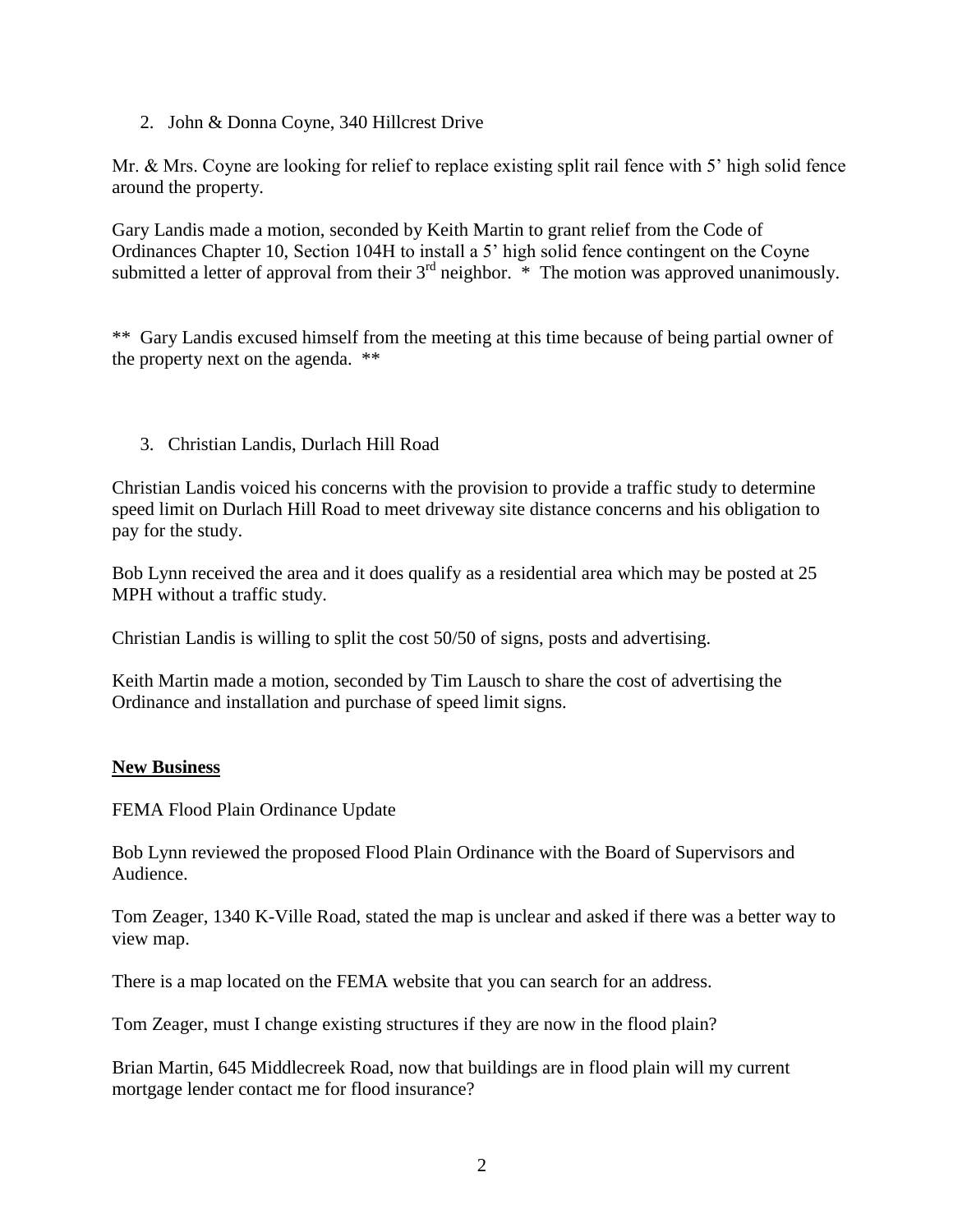2. John & Donna Coyne, 340 Hillcrest Drive

Mr. & Mrs. Coyne are looking for relief to replace existing split rail fence with 5' high solid fence around the property.

Gary Landis made a motion, seconded by Keith Martin to grant relief from the Code of Ordinances Chapter 10, Section 104H to install a 5' high solid fence contingent on the Coyne submitted a letter of approval from their 3rd neighbor. * The motion was approved unanimously.

** Gary Landis excused himself from the meeting at this time because of being partial owner of the property next on the agenda. **

3. Christian Landis, Durlach Hill Road

Christian Landis voiced his concerns with the provision to provide a traffic study to determine speed limit on Durlach Hill Road to meet driveway site distance concerns and his obligation to pay for the study.

Bob Lynn received the area and it does qualify as a residential area which may be posted at 25 MPH without a traffic study.

Christian Landis is willing to split the cost 50/50 of signs, posts and advertising.

Keith Martin made a motion, seconded by Tim Lausch to share the cost of advertising the Ordinance and installation and purchase of speed limit signs.

**New Business**

FEMA Flood Plain Ordinance Update

Bob Lynn reviewed the proposed Flood Plain Ordinance with the Board of Supervisors and Audience.

Tom Zeager, 1340 K-Ville Road, stated the map is unclear and asked if there was a better way to view map.

There is a map located on the FEMA website that you can search for an address.

Tom Zeager, must I change existing structures if they are now in the flood plain?

Brian Martin, 645 Middlecreek Road, now that buildings are in flood plain will my current mortgage lender contact me for flood insurance?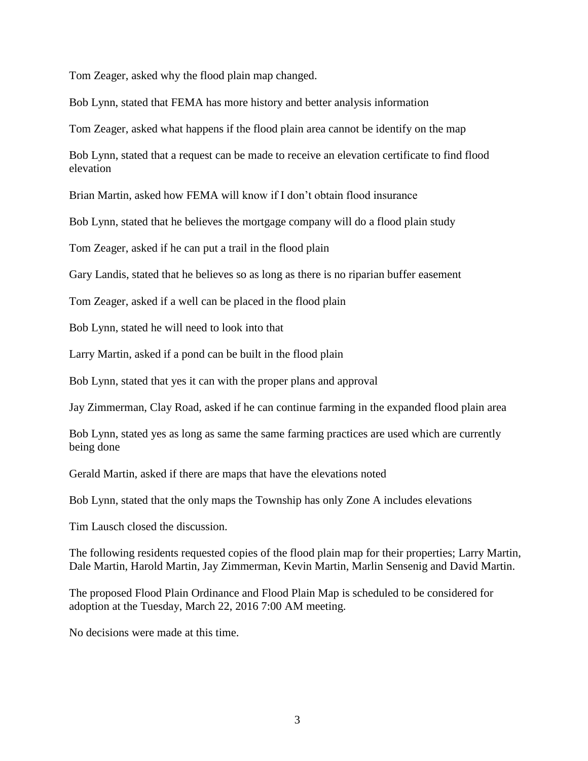Tom Zeager, asked why the flood plain map changed.

Bob Lynn, stated that FEMA has more history and better analysis information

Tom Zeager, asked what happens if the flood plain area cannot be identify on the map

Bob Lynn, stated that a request can be made to receive an elevation certificate to find flood elevation

Brian Martin, asked how FEMA will know if I don't obtain flood insurance

Bob Lynn, stated that he believes the mortgage company will do a flood plain study

Tom Zeager, asked if he can put a trail in the flood plain

Gary Landis, stated that he believes so as long as there is no riparian buffer easement

Tom Zeager, asked if a well can be placed in the flood plain

Bob Lynn, stated he will need to look into that

Larry Martin, asked if a pond can be built in the flood plain

Bob Lynn, stated that yes it can with the proper plans and approval

Jay Zimmerman, Clay Road, asked if he can continue farming in the expanded flood plain area

Bob Lynn, stated yes as long as same the same farming practices are used which are currently being done

Gerald Martin, asked if there are maps that have the elevations noted

Bob Lynn, stated that the only maps the Township has only Zone A includes elevations

Tim Lausch closed the discussion.

The following residents requested copies of the flood plain map for their properties; Larry Martin, Dale Martin, Harold Martin, Jay Zimmerman, Kevin Martin, Marlin Sensenig and David Martin.

The proposed Flood Plain Ordinance and Flood Plain Map is scheduled to be considered for adoption at the Tuesday, March 22, 2016 7:00 AM meeting.

No decisions were made at this time.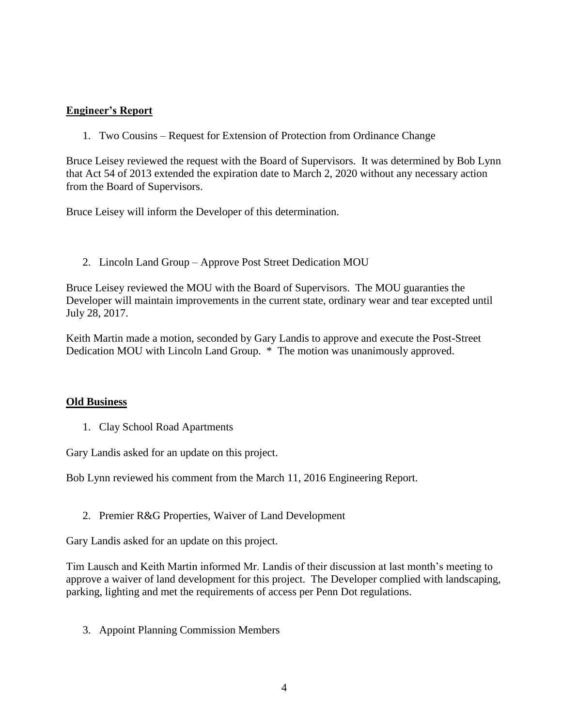## Engineer's Report

1. Two Cousins – Request for Extension of Protection from Ordinance Change

Bruce Leisey reviewed the request with the Board of Supervisors. It was determined by Bob Lynn that Act 54 of 2013 extended the expiration date to March 2, 2020 without any necessary action from the Board of Supervisors.

Bruce Leisey will inform the Developer of this determination.

2. Lincoln Land Group – Approve Post Street Dedication MOU

Bruce Leisey reviewed the MOU with the Board of Supervisors. The MOU guaranties the Developer will maintain improvements in the current state, ordinary wear and tear excepted until July 28, 2017.

Keith Martin made a motion, seconded by Gary Landis to approve and execute the Post-Street Dedication MOU with Lincoln Land Group. * The motion was unanimously approved.

## Old Business

1. Clay School Road Apartments

Gary Landis asked for an update on this project.

Bob Lynn reviewed his comment from the March 11, 2016 Engineering Report.

2. Premier R&G Properties, Waiver of Land Development

Gary Landis asked for an update on this project.

Tim Lausch and Keith Martin informed Mr. Landis of their discussion at last month's meeting to approve a waiver of land development for this project. The Developer complied with landscaping, parking, lighting and met the requirements of access per Penn Dot regulations.

3. Appoint Planning Commission Members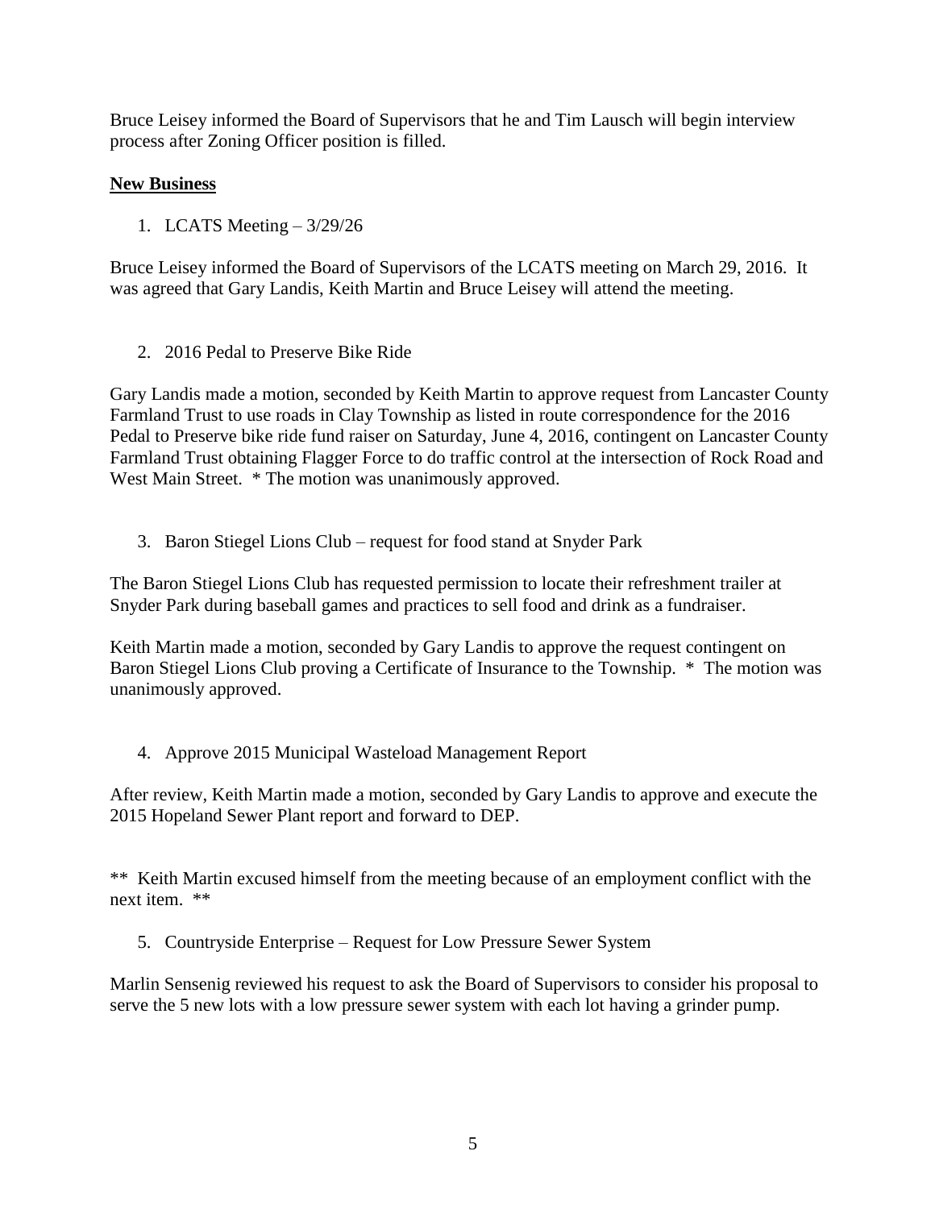Bruce Leisey informed the Board of Supervisors that he and Tim Lausch will begin interview process after Zoning Officer position is filled.

**New Business**

1. LCATS Meeting – 3/29/26

Bruce Leisey informed the Board of Supervisors of the LCATS meeting on March 29, 2016. It was agreed that Gary Landis, Keith Martin and Bruce Leisey will attend the meeting.

2. 2016 Pedal to Preserve Bike Ride

Gary Landis made a motion, seconded by Keith Martin to approve request from Lancaster County Farmland Trust to use roads in Clay Township as listed in route correspondence for the 2016 Pedal to Preserve bike ride fund raiser on Saturday, June 4, 2016, contingent on Lancaster County Farmland Trust obtaining Flagger Force to do traffic control at the intersection of Rock Road and West Main Street. * The motion was unanimously approved.

3. Baron Stiegel Lions Club – request for food stand at Snyder Park

The Baron Stiegel Lions Club has requested permission to locate their refreshment trailer at Snyder Park during baseball games and practices to sell food and drink as a fundraiser.

Keith Martin made a motion, seconded by Gary Landis to approve the request contingent on Baron Stiegel Lions Club proving a Certificate of Insurance to the Township. * The motion was unanimously approved.

4. Approve 2015 Municipal Wasteload Management Report

After review, Keith Martin made a motion, seconded by Gary Landis to approve and execute the 2015 Hopeland Sewer Plant report and forward to DEP.

** Keith Martin excused himself from the meeting because of an employment conflict with the next item. **

5. Countryside Enterprise – Request for Low Pressure Sewer System

Marlin Sensenig reviewed his request to ask the Board of Supervisors to consider his proposal to serve the 5 new lots with a low pressure sewer system with each lot having a grinder pump.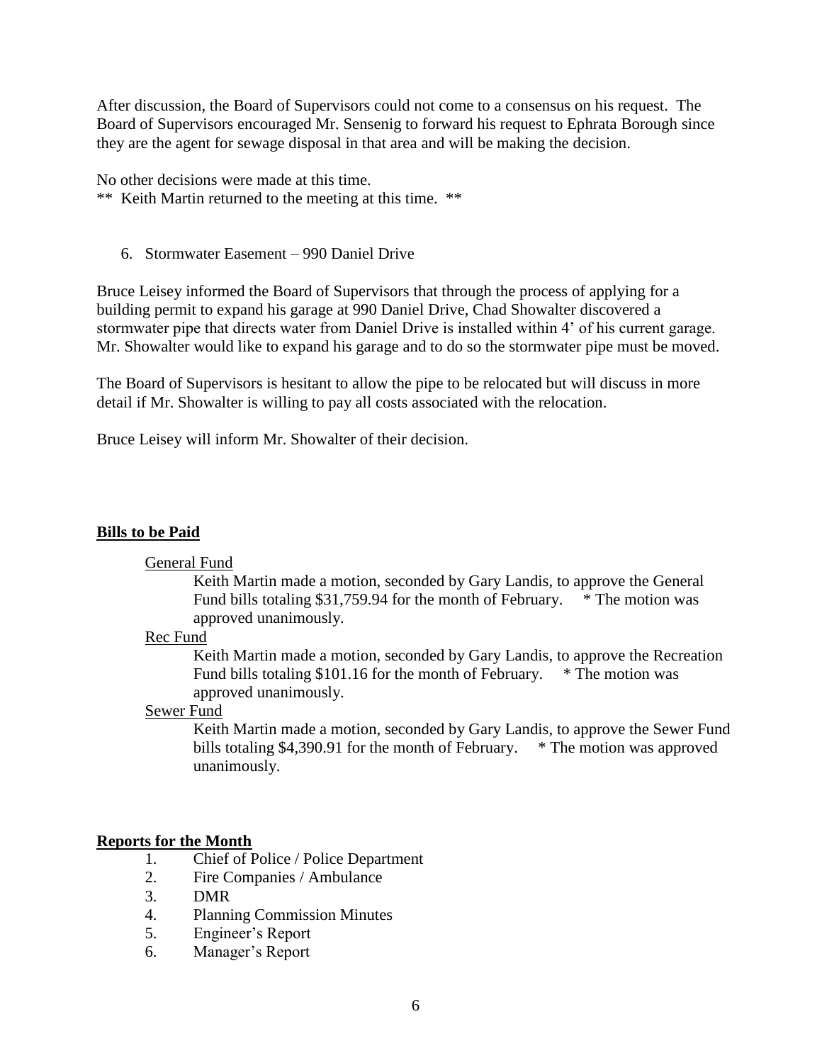After discussion, the Board of Supervisors could not come to a consensus on his request. The Board of Supervisors encouraged Mr. Sensenig to forward his request to Ephrata Borough since they are the agent for sewage disposal in that area and will be making the decision.

No other decisions were made at this time.

** Keith Martin returned to the meeting at this time. **

6. Stormwater Easement – 990 Daniel Drive

Bruce Leisey informed the Board of Supervisors that through the process of applying for a building permit to expand his garage at 990 Daniel Drive, Chad Showalter discovered a stormwater pipe that directs water from Daniel Drive is installed within 4' of his current garage. Mr. Showalter would like to expand his garage and to do so the stormwater pipe must be moved.

The Board of Supervisors is hesitant to allow the pipe to be relocated but will discuss in more detail if Mr. Showalter is willing to pay all costs associated with the relocation.

Bruce Leisey will inform Mr. Showalter of their decision.

**Bills to be Paid**

General Fund

Keith Martin made a motion, seconded by Gary Landis, to approve the General Fund bills totaling $31,759.94 for the month of February. * The motion was approved unanimously.

Rec Fund

Keith Martin made a motion, seconded by Gary Landis, to approve the Recreation Fund bills totaling $101.16 for the month of February. * The motion was approved unanimously.

Sewer Fund

Keith Martin made a motion, seconded by Gary Landis, to approve the Sewer Fund bills totaling $4,390.91 for the month of February. * The motion was approved unanimously.

**Reports for the Month**

1. Chief of Police / Police Department
2. Fire Companies / Ambulance
3. DMR
4. Planning Commission Minutes
5. Engineer's Report
6. Manager's Report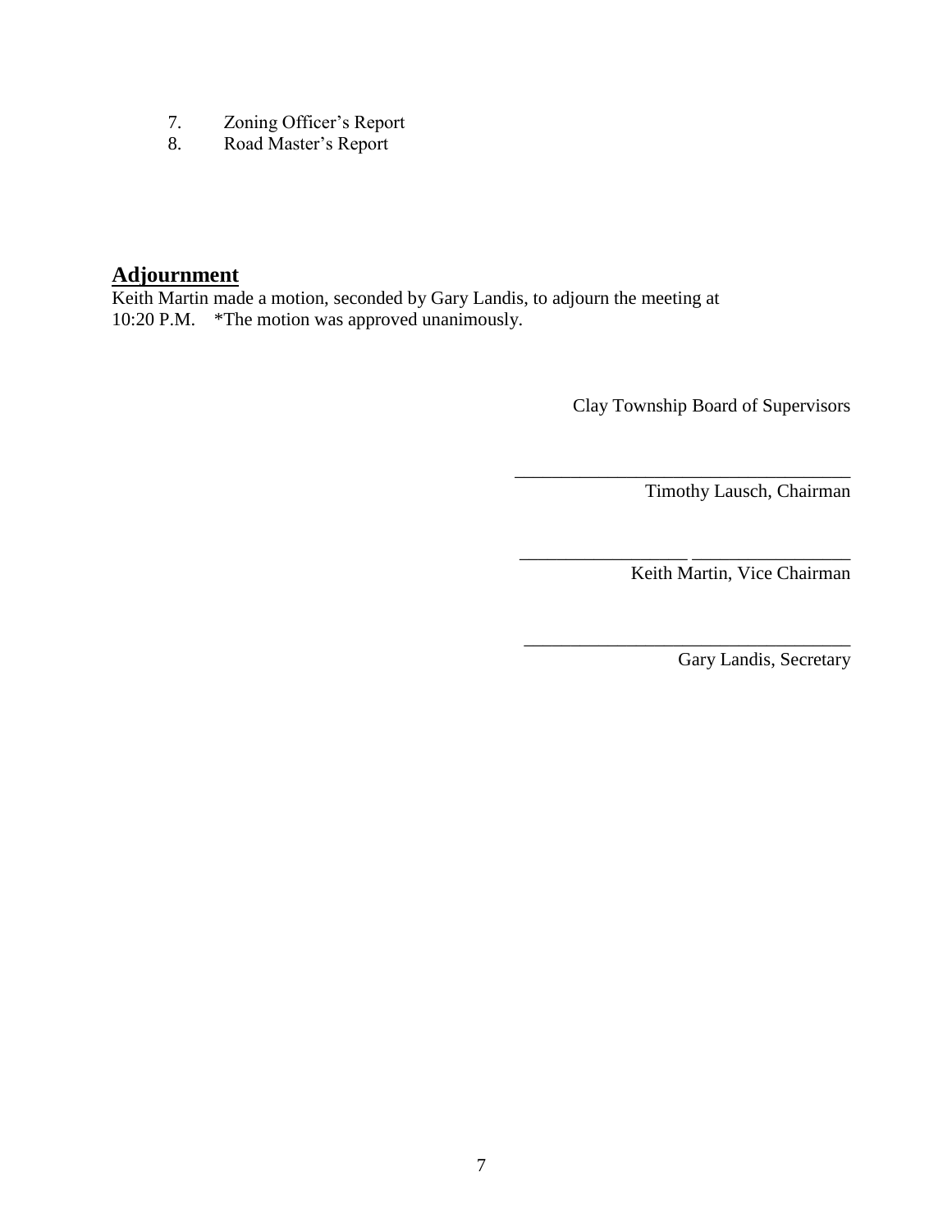7. Zoning Officer's Report
8. Road Master's Report

## Adjournment

Keith Martin made a motion, seconded by Gary Landis, to adjourn the meeting at 10:20 P.M. *The motion was approved unanimously.

Clay Township Board of Supervisors

_____________________________________
Timothy Lausch, Chairman

_____________________________________
Keith Martin, Vice Chairman

_____________________________________
Gary Landis, Secretary